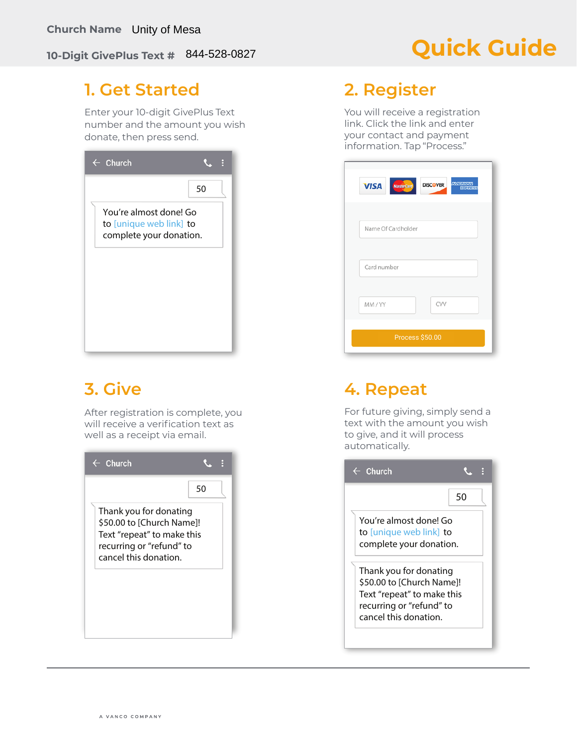**Church Name** Unity of Mesa

**10-Digit GivePlus Text #** 844-528-0827

# Quick Guide

## 1. Get Started

Enter your 10-digit GivePlus Text number and the amount you wish donate, then press send.

Church

50

You're almost done! Go to [unique web link] to complete your donation.

## 2. Register

You will receive a registration link. Click the link and enter your contact and payment information. Tap "Process."

VISA MasterCard DISCOVER AMERICAN EXPRESS

Name Of Cardholder

Card number

MM / YY

CVV

Process $50.00

## 3. Give

After registration is complete, you will receive a verification text as well as a receipt via email.

Church

50

Thank you for donating $50.00 to [Church Name]! Text "repeat" to make this recurring or "refund" to cancel this donation.

## 4. Repeat

For future giving, simply send a text with the amount you wish to give, and it will process automatically.

Church

50

You're almost done! Go to [unique web link] to complete your donation.

Thank you for donating $50.00 to [Church Name]! Text "repeat" to make this recurring or "refund" to cancel this donation.

A VANCO COMPANY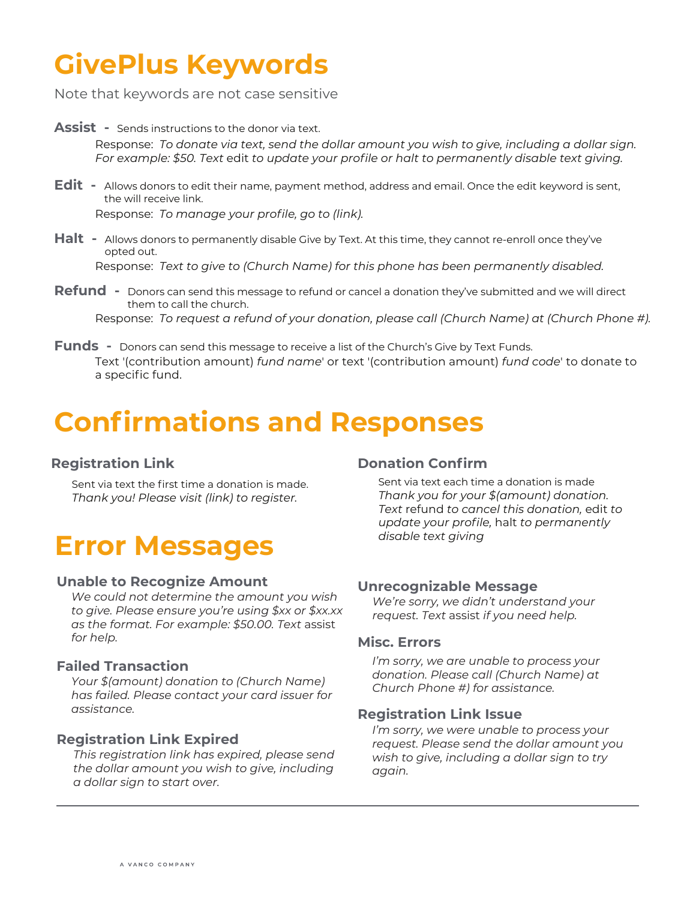# GivePlus Keywords

Note that keywords are not case sensitive

**Assist** - Sends instructions to the donor via text.

Response: *To donate via text, send the dollar amount you wish to give, including a dollar sign. For example: $50. Text* edit *to update your profile or* halt *to permanently disable text giving.*

**Edit** - Allows donors to edit their name, payment method, address and email. Once the edit keyword is sent, the will receive link.

Response: *To manage your profile, go to (link).*

**Halt** - Allows donors to permanently disable Give by Text. At this time, they cannot re-enroll once they've opted out.

Response: *Text to give to (Church Name) for this phone has been permanently disabled.*

**Refund** - Donors can send this message to refund or cancel a donation they've submitted and we will direct them to call the church.

Response: *To request a refund of your donation, please call (Church Name) at (Church Phone #).*

**Funds** - Donors can send this message to receive a list of the Church's Give by Text Funds.

Text '(contribution amount) *fund name*' or text '(contribution amount) *fund code*' to donate to a specific fund.

# Confirmations and Responses

### Registration Link

Sent via text the first time a donation is made.
*Thank you! Please visit (link) to register.*

### Donation Confirm

Sent via text each time a donation is made
*Thank you for your $(amount) donation. Text* refund *to cancel this donation,* edit *to update your profile,* halt *to permanently disable text giving*

# Error Messages

### Unable to Recognize Amount

*We could not determine the amount you wish to give. Please ensure you're using $xx or $xx.xx as the format. For example: $50.00. Text* assist *for help.*

### Failed Transaction

*Your $(amount) donation to (Church Name) has failed. Please contact your card issuer for assistance.*

### Registration Link Expired

*This registration link has expired, please send the dollar amount you wish to give, including a dollar sign to start over.*

### Unrecognizable Message

*We're sorry, we didn't understand your request. Text* assist *if you need help.*

### Misc. Errors

*I'm sorry, we are unable to process your donation. Please call (Church Name) at Church Phone #) for assistance.*

### Registration Link Issue

*I'm sorry, we were unable to process your request. Please send the dollar amount you wish to give, including a dollar sign to try again.*

A VANCO COMPANY